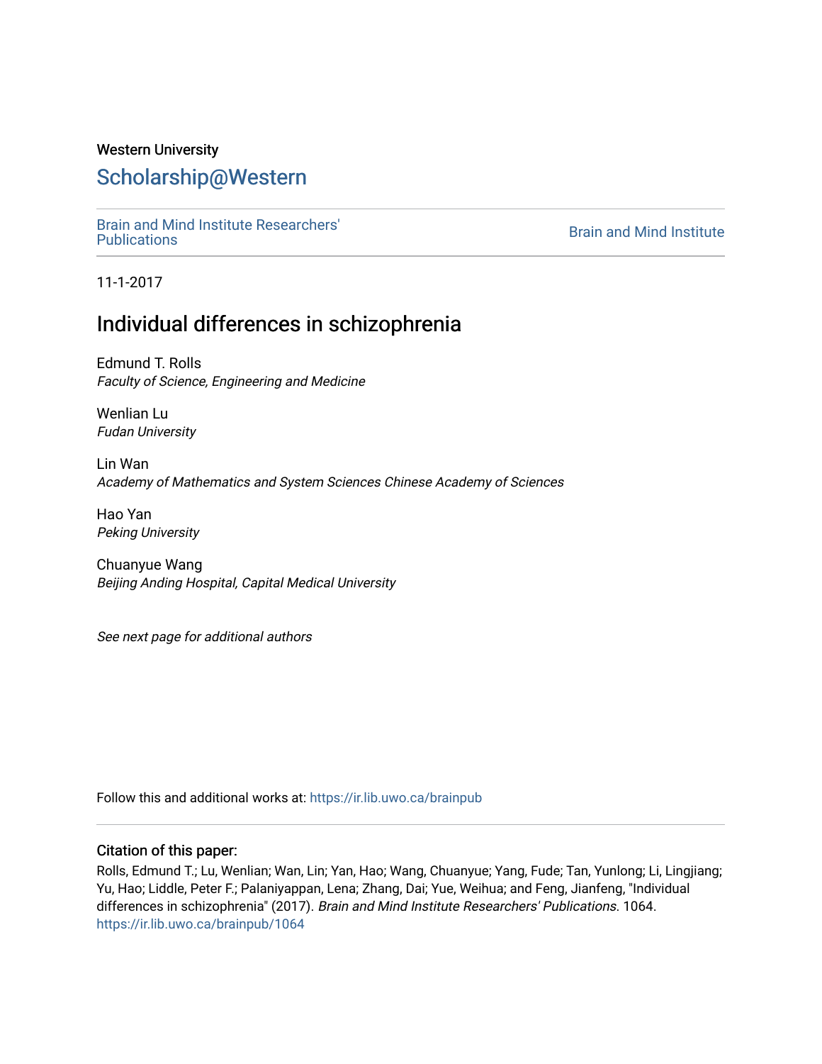Western University

# Scholarship@Western

Brain and Mind Institute Researchers' Publications | Brain and Mind Institute

11-1-2017

## Individual differences in schizophrenia

Edmund T. Rolls
*Faculty of Science, Engineering and Medicine*

Wenlian Lu
*Fudan University*

Lin Wan
*Academy of Mathematics and System Sciences Chinese Academy of Sciences*

Hao Yan
*Peking University*

Chuanyue Wang
*Beijing Anding Hospital, Capital Medical University*

*See next page for additional authors*

Follow this and additional works at: https://ir.lib.uwo.ca/brainpub

### Citation of this paper:

Rolls, Edmund T.; Lu, Wenlian; Wan, Lin; Yan, Hao; Wang, Chuanyue; Yang, Fude; Tan, Yunlong; Li, Lingjiang; Yu, Hao; Liddle, Peter F.; Palaniyappan, Lena; Zhang, Dai; Yue, Weihua; and Feng, Jianfeng, "Individual differences in schizophrenia" (2017). *Brain and Mind Institute Researchers' Publications*. 1064.
https://ir.lib.uwo.ca/brainpub/1064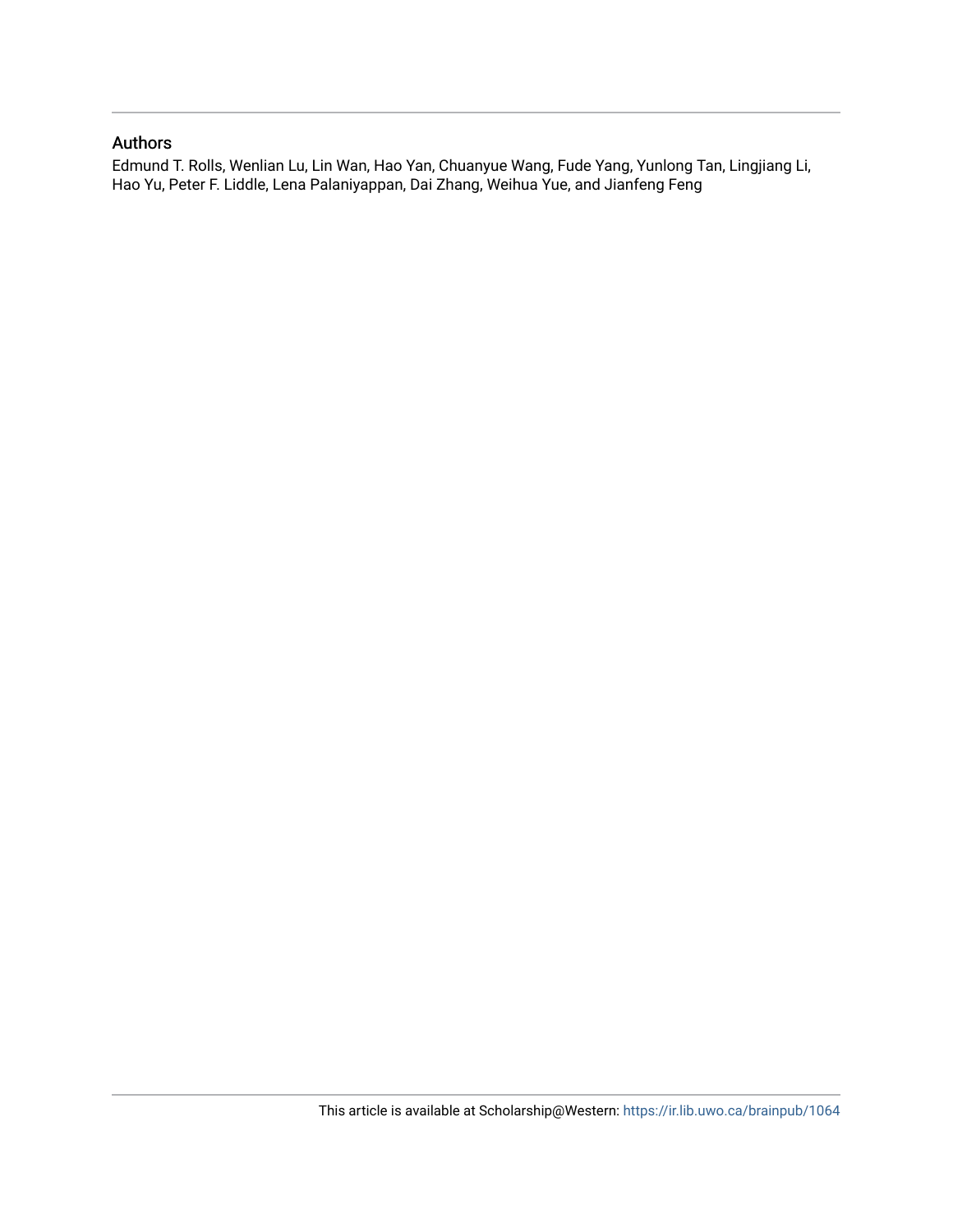## Authors

Edmund T. Rolls, Wenlian Lu, Lin Wan, Hao Yan, Chuanyue Wang, Fude Yang, Yunlong Tan, Lingjiang Li, Hao Yu, Peter F. Liddle, Lena Palaniyappan, Dai Zhang, Weihua Yue, and Jianfeng Feng

This article is available at Scholarship@Western: https://ir.lib.uwo.ca/brainpub/1064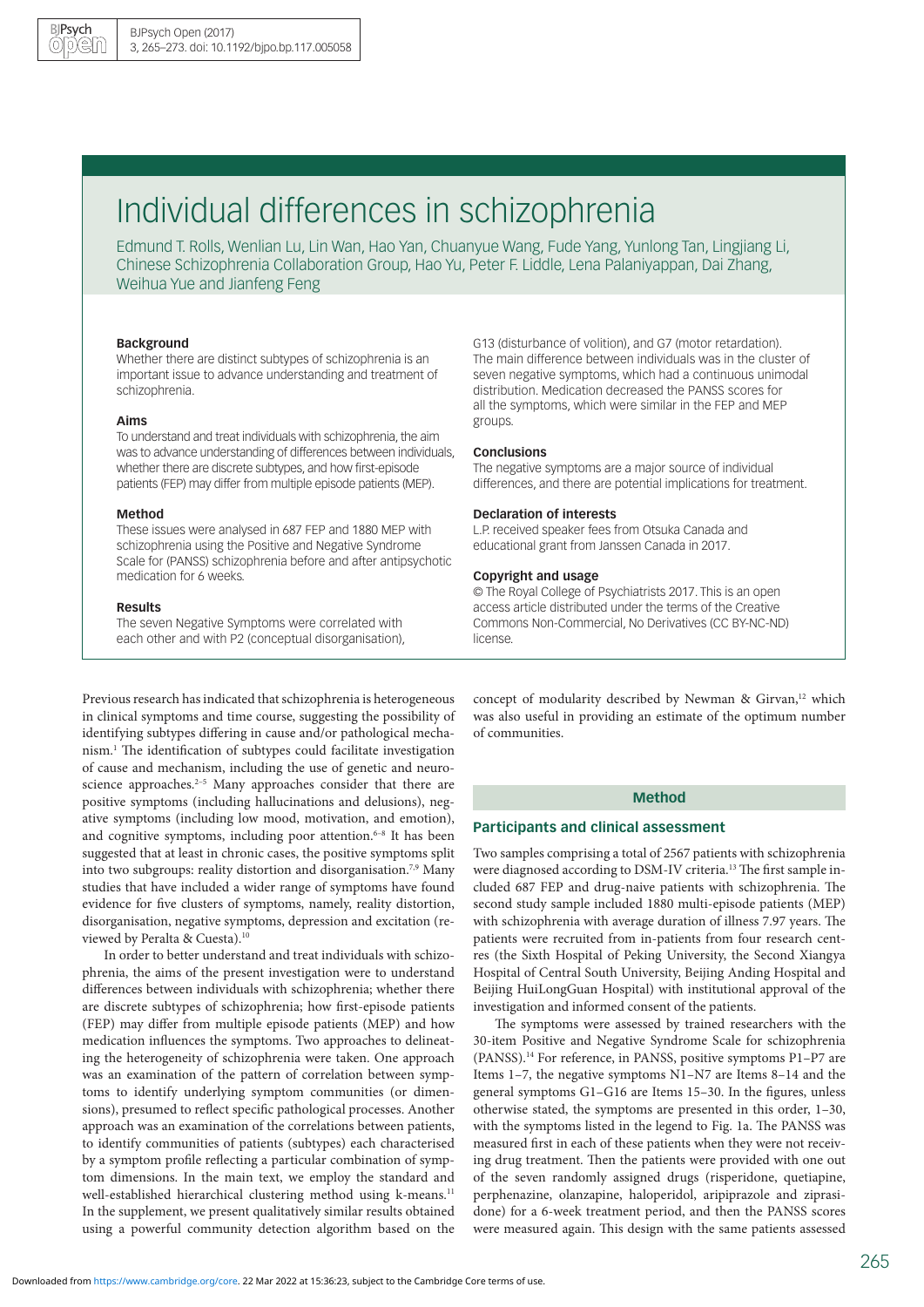# Individual differences in schizophrenia

Edmund T. Rolls, Wenlian Lu, Lin Wan, Hao Yan, Chuanyue Wang, Fude Yang, Yunlong Tan, Lingjiang Li, Chinese Schizophrenia Collaboration Group, Hao Yu, Peter F. Liddle, Lena Palaniyappan, Dai Zhang, Weihua Yue and Jianfeng Feng

### Background

Whether there are distinct subtypes of schizophrenia is an important issue to advance understanding and treatment of schizophrenia.

### Aims

To understand and treat individuals with schizophrenia, the aim was to advance understanding of differences between individuals, whether there are discrete subtypes, and how first-episode patients (FEP) may differ from multiple episode patients (MEP).

### Method

These issues were analysed in 687 FEP and 1880 MEP with schizophrenia using the Positive and Negative Syndrome Scale for (PANSS) schizophrenia before and after antipsychotic medication for 6 weeks.

### Results

The seven Negative Symptoms were correlated with each other and with P2 (conceptual disorganisation), G13 (disturbance of volition), and G7 (motor retardation). The main difference between individuals was in the cluster of seven negative symptoms, which had a continuous unimodal distribution. Medication decreased the PANSS scores for all the symptoms, which were similar in the FEP and MEP groups.

### Conclusions

The negative symptoms are a major source of individual differences, and there are potential implications for treatment.

### Declaration of interests

L.P. received speaker fees from Otsuka Canada and educational grant from Janssen Canada in 2017.

### Copyright and usage

© The Royal College of Psychiatrists 2017. This is an open access article distributed under the terms of the Creative Commons Non-Commercial, No Derivatives (CC BY-NC-ND) license.

Previous research has indicated that schizophrenia is heterogeneous in clinical symptoms and time course, suggesting the possibility of identifying subtypes differing in cause and/or pathological mechanism.[1] The identification of subtypes could facilitate investigation of cause and mechanism, including the use of genetic and neuroscience approaches.[2–5] Many approaches consider that there are positive symptoms (including hallucinations and delusions), negative symptoms (including low mood, motivation, and emotion), and cognitive symptoms, including poor attention.[6–8] It has been suggested that at least in chronic cases, the positive symptoms split into two subgroups: reality distortion and disorganisation.[7,9] Many studies that have included a wider range of symptoms have found evidence for five clusters of symptoms, namely, reality distortion, disorganisation, negative symptoms, depression and excitation (reviewed by Peralta & Cuesta).[10]

In order to better understand and treat individuals with schizophrenia, the aims of the present investigation were to understand differences between individuals with schizophrenia; whether there are discrete subtypes of schizophrenia; how first-episode patients (FEP) may differ from multiple episode patients (MEP) and how medication influences the symptoms. Two approaches to delineating the heterogeneity of schizophrenia were taken. One approach was an examination of the pattern of correlation between symptoms to identify underlying symptom communities (or dimensions), presumed to reflect specific pathological processes. Another approach was an examination of the correlations between patients, to identify communities of patients (subtypes) each characterised by a symptom profile reflecting a particular combination of symptom dimensions. In the main text, we employ the standard and well-established hierarchical clustering method using k-means.[11] In the supplement, we present qualitatively similar results obtained using a powerful community detection algorithm based on the concept of modularity described by Newman & Girvan,[12] which was also useful in providing an estimate of the optimum number of communities.

## Method

### Participants and clinical assessment

Two samples comprising a total of 2567 patients with schizophrenia were diagnosed according to DSM-IV criteria.[13] The first sample included 687 FEP and drug-naive patients with schizophrenia. The second study sample included 1880 multi-episode patients (MEP) with schizophrenia with average duration of illness 7.97 years. The patients were recruited from in-patients from four research centres (the Sixth Hospital of Peking University, the Second Xiangya Hospital of Central South University, Beijing Anding Hospital and Beijing HuiLongGuan Hospital) with institutional approval of the investigation and informed consent of the patients.

The symptoms were assessed by trained researchers with the 30-item Positive and Negative Syndrome Scale for schizophrenia (PANSS).[14] For reference, in PANSS, positive symptoms P1–P7 are Items 1–7, the negative symptoms N1–N7 are Items 8–14 and the general symptoms G1–G16 are Items 15–30. In the figures, unless otherwise stated, the symptoms are presented in this order, 1–30, with the symptoms listed in the legend to Fig. 1a. The PANSS was measured first in each of these patients when they were not receiving drug treatment. Then the patients were provided with one out of the seven randomly assigned drugs (risperidone, quetiapine, perphenazine, olanzapine, haloperidol, aripiprazole and ziprasidone) for a 6-week treatment period, and then the PANSS scores were measured again. This design with the same patients assessed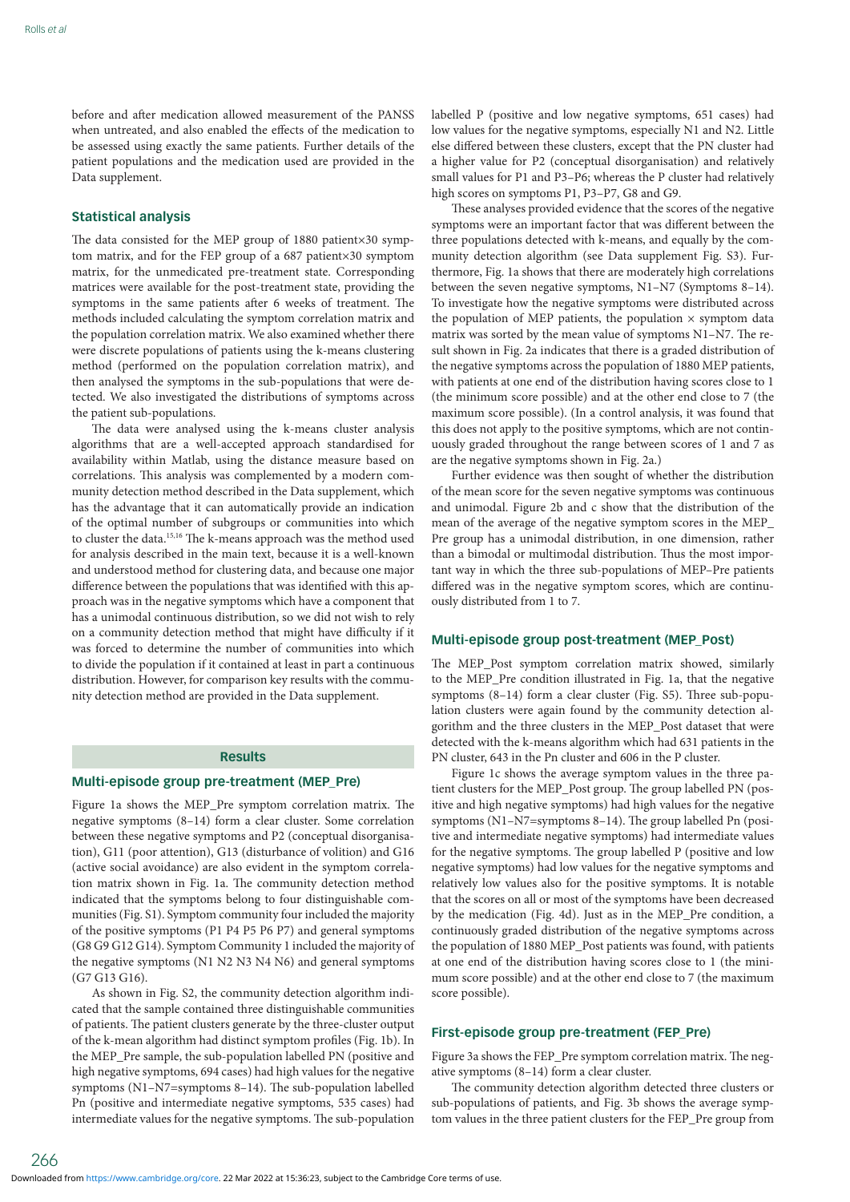before and after medication allowed measurement of the PANSS when untreated, and also enabled the effects of the medication to be assessed using exactly the same patients. Further details of the patient populations and the medication used are provided in the Data supplement.

### Statistical analysis

The data consisted for the MEP group of 1880 patient×30 symptom matrix, and for the FEP group of a 687 patient×30 symptom matrix, for the unmedicated pre-treatment state. Corresponding matrices were available for the post-treatment state, providing the symptoms in the same patients after 6 weeks of treatment. The methods included calculating the symptom correlation matrix and the population correlation matrix. We also examined whether there were discrete populations of patients using the k-means clustering method (performed on the population correlation matrix), and then analysed the symptoms in the sub-populations that were detected. We also investigated the distributions of symptoms across the patient sub-populations.

The data were analysed using the k-means cluster analysis algorithms that are a well-accepted approach standardised for availability within Matlab, using the distance measure based on correlations. This analysis was complemented by a modern community detection method described in the Data supplement, which has the advantage that it can automatically provide an indication of the optimal number of subgroups or communities into which to cluster the data.[15,16] The k-means approach was the method used for analysis described in the main text, because it is a well-known and understood method for clustering data, and because one major difference between the populations that was identified with this approach was in the negative symptoms which have a component that has a unimodal continuous distribution, so we did not wish to rely on a community detection method that might have difficulty if it was forced to determine the number of communities into which to divide the population if it contained at least in part a continuous distribution. However, for comparison key results with the community detection method are provided in the Data supplement.

## Results

### Multi-episode group pre-treatment (MEP_Pre)

Figure 1a shows the MEP_Pre symptom correlation matrix. The negative symptoms (8–14) form a clear cluster. Some correlation between these negative symptoms and P2 (conceptual disorganisation), G11 (poor attention), G13 (disturbance of volition) and G16 (active social avoidance) are also evident in the symptom correlation matrix shown in Fig. 1a. The community detection method indicated that the symptoms belong to four distinguishable communities (Fig. S1). Symptom community four included the majority of the positive symptoms (P1 P4 P5 P6 P7) and general symptoms (G8 G9 G12 G14). Symptom Community 1 included the majority of the negative symptoms (N1 N2 N3 N4 N6) and general symptoms (G7 G13 G16).

As shown in Fig. S2, the community detection algorithm indicated that the sample contained three distinguishable communities of patients. The patient clusters generate by the three-cluster output of the k-mean algorithm had distinct symptom profiles (Fig. 1b). In the MEP_Pre sample, the sub-population labelled PN (positive and high negative symptoms, 694 cases) had high values for the negative symptoms (N1–N7=symptoms 8–14). The sub-population labelled Pn (positive and intermediate negative symptoms, 535 cases) had intermediate values for the negative symptoms. The sub-population labelled P (positive and low negative symptoms, 651 cases) had low values for the negative symptoms, especially N1 and N2. Little else differed between these clusters, except that the PN cluster had a higher value for P2 (conceptual disorganisation) and relatively small values for P1 and P3–P6; whereas the P cluster had relatively high scores on symptoms P1, P3–P7, G8 and G9.

These analyses provided evidence that the scores of the negative symptoms were an important factor that was different between the three populations detected with k-means, and equally by the community detection algorithm (see Data supplement Fig. S3). Furthermore, Fig. 1a shows that there are moderately high correlations between the seven negative symptoms, N1–N7 (Symptoms 8–14). To investigate how the negative symptoms were distributed across the population of MEP patients, the population × symptom data matrix was sorted by the mean value of symptoms N1–N7. The result shown in Fig. 2a indicates that there is a graded distribution of the negative symptoms across the population of 1880 MEP patients, with patients at one end of the distribution having scores close to 1 (the minimum score possible) and at the other end close to 7 (the maximum score possible). (In a control analysis, it was found that this does not apply to the positive symptoms, which are not continuously graded throughout the range between scores of 1 and 7 as are the negative symptoms shown in Fig. 2a.)

Further evidence was then sought of whether the distribution of the mean score for the seven negative symptoms was continuous and unimodal. Figure 2b and c show that the distribution of the mean of the average of the negative symptom scores in the MEP_Pre group has a unimodal distribution, in one dimension, rather than a bimodal or multimodal distribution. Thus the most important way in which the three sub-populations of MEP–Pre patients differed was in the negative symptom scores, which are continuously distributed from 1 to 7.

### Multi-episode group post-treatment (MEP_Post)

The MEP_Post symptom correlation matrix showed, similarly to the MEP_Pre condition illustrated in Fig. 1a, that the negative symptoms (8–14) form a clear cluster (Fig. S5). Three sub-population clusters were again found by the community detection algorithm and the three clusters in the MEP_Post dataset that were detected with the k-means algorithm which had 631 patients in the PN cluster, 643 in the Pn cluster and 606 in the P cluster.

Figure 1c shows the average symptom values in the three patient clusters for the MEP_Post group. The group labelled PN (positive and high negative symptoms) had high values for the negative symptoms (N1–N7=symptoms 8–14). The group labelled Pn (positive and intermediate negative symptoms) had intermediate values for the negative symptoms. The group labelled P (positive and low negative symptoms) had low values for the negative symptoms and relatively low values also for the positive symptoms. It is notable that the scores on all or most of the symptoms have been decreased by the medication (Fig. 4d). Just as in the MEP_Pre condition, a continuously graded distribution of the negative symptoms across the population of 1880 MEP_Post patients was found, with patients at one end of the distribution having scores close to 1 (the minimum score possible) and at the other end close to 7 (the maximum score possible).

### First-episode group pre-treatment (FEP_Pre)

Figure 3a shows the FEP_Pre symptom correlation matrix. The negative symptoms (8–14) form a clear cluster.

The community detection algorithm detected three clusters or sub-populations of patients, and Fig. 3b shows the average symptom values in the three patient clusters for the FEP_Pre group from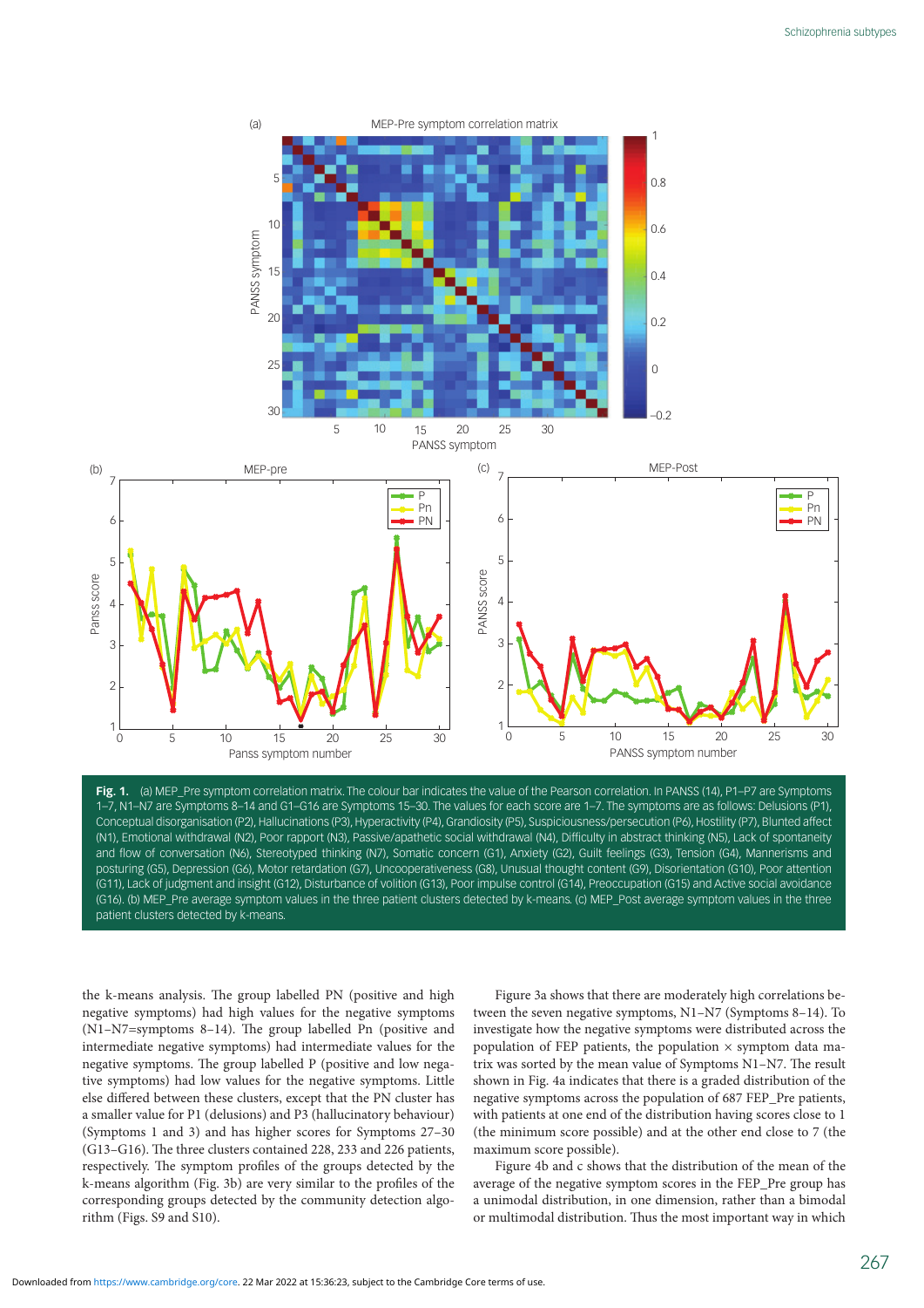**Fig. 1.** (a) MEP_Pre symptom correlation matrix. The colour bar indicates the value of the Pearson correlation. In PANSS (14), P1–P7 are Symptoms 1–7, N1–N7 are Symptoms 8–14 and G1–G16 are Symptoms 15–30. The values for each score are 1–7. The symptoms are as follows: Delusions (P1), Conceptual disorganisation (P2), Hallucinations (P3), Hyperactivity (P4), Grandiosity (P5), Suspiciousness/persecution (P6), Hostility (P7), Blunted affect (N1), Emotional withdrawal (N2), Poor rapport (N3), Passive/apathetic social withdrawal (N4), Difficulty in abstract thinking (N5), Lack of spontaneity and flow of conversation (N6), Stereotyped thinking (N7), Somatic concern (G1), Anxiety (G2), Guilt feelings (G3), Tension (G4), Mannerisms and posturing (G5), Depression (G6), Motor retardation (G7), Uncooperativeness (G8), Unusual thought content (G9), Disorientation (G10), Poor attention (G11), Lack of judgment and insight (G12), Disturbance of volition (G13), Poor impulse control (G14), Preoccupation (G15) and Active social avoidance (G16). (b) MEP_Pre average symptom values in the three patient clusters detected by k-means. (c) MEP_Post average symptom values in the three patient clusters detected by k-means.

the k-means analysis. The group labelled PN (positive and high negative symptoms) had high values for the negative symptoms (N1–N7=symptoms 8–14). The group labelled Pn (positive and intermediate negative symptoms) had intermediate values for the negative symptoms. The group labelled P (positive and low negative symptoms) had low values for the negative symptoms. Little else differed between these clusters, except that the PN cluster has a smaller value for P1 (delusions) and P3 (hallucinatory behaviour) (Symptoms 1 and 3) and has higher scores for Symptoms 27–30 (G13–G16). The three clusters contained 228, 233 and 226 patients, respectively. The symptom profiles of the groups detected by the k-means algorithm (Fig. 3b) are very similar to the profiles of the corresponding groups detected by the community detection algorithm (Figs. S9 and S10).

Figure 3a shows that there are moderately high correlations between the seven negative symptoms, N1–N7 (Symptoms 8–14). To investigate how the negative symptoms were distributed across the population of FEP patients, the population × symptom data matrix was sorted by the mean value of Symptoms N1–N7. The result shown in Fig. 4a indicates that there is a graded distribution of the negative symptoms across the population of 687 FEP_Pre patients, with patients at one end of the distribution having scores close to 1 (the minimum score possible) and at the other end close to 7 (the maximum score possible).

Figure 4b and c shows that the distribution of the mean of the average of the negative symptom scores in the FEP_Pre group has a unimodal distribution, in one dimension, rather than a bimodal or multimodal distribution. Thus the most important way in which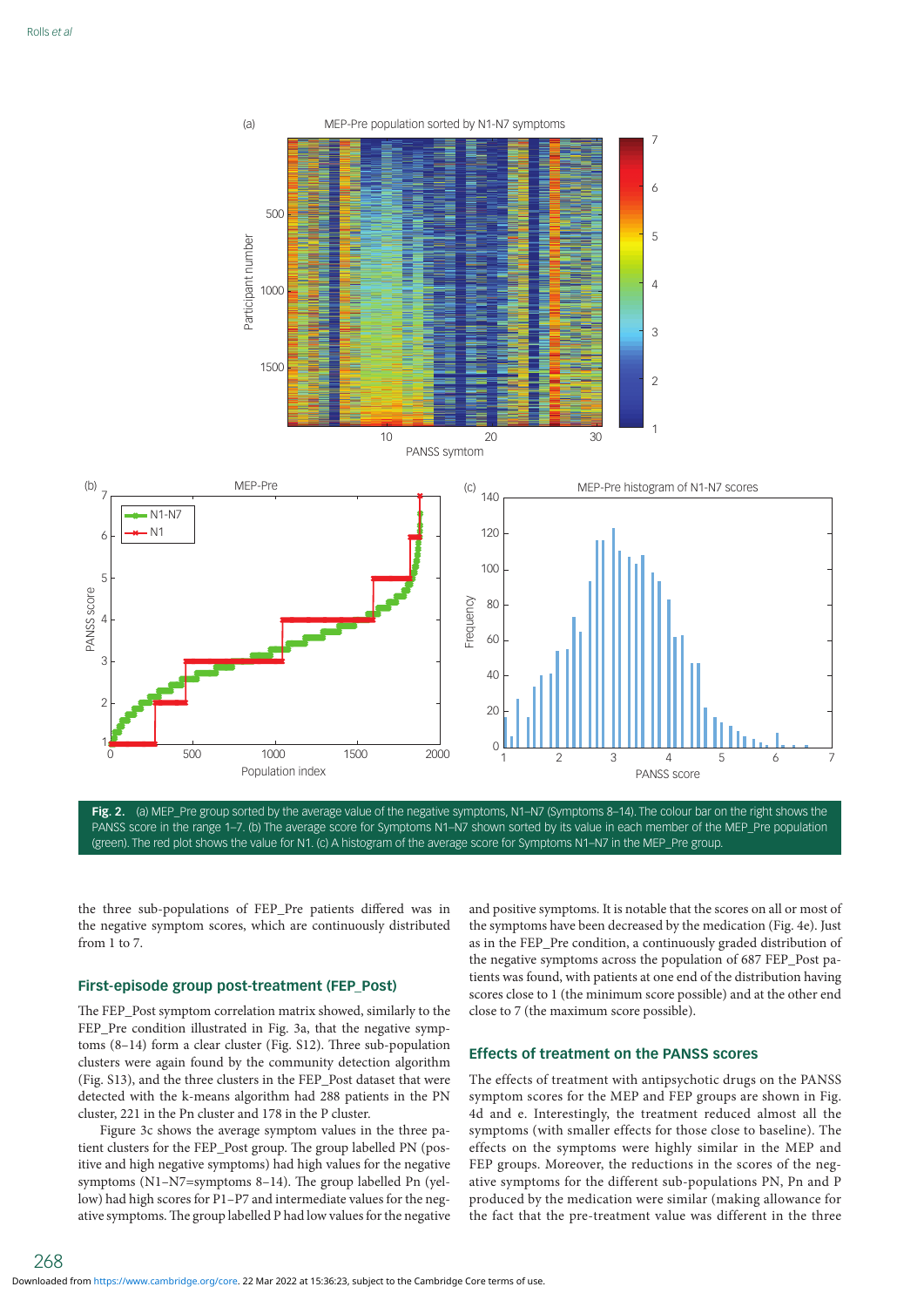Fig. 2. (a) MEP_Pre group sorted by the average value of the negative symptoms, N1–N7 (Symptoms 8–14). The colour bar on the right shows the PANSS score in the range 1–7. (b) The average score for Symptoms N1–N7 shown sorted by its value in each member of the MEP_Pre population (green). The red plot shows the value for N1. (c) A histogram of the average score for Symptoms N1–N7 in the MEP_Pre group.

the three sub-populations of FEP_Pre patients differed was in the negative symptom scores, which are continuously distributed from 1 to 7.

## First-episode group post-treatment (FEP_Post)

The FEP_Post symptom correlation matrix showed, similarly to the FEP_Pre condition illustrated in Fig. 3a, that the negative symptoms (8–14) form a clear cluster (Fig. S12). Three sub-population clusters were again found by the community detection algorithm (Fig. S13), and the three clusters in the FEP_Post dataset that were detected with the k-means algorithm had 288 patients in the PN cluster, 221 in the Pn cluster and 178 in the P cluster.

Figure 3c shows the average symptom values in the three patient clusters for the FEP_Post group. The group labelled PN (positive and high negative symptoms) had high values for the negative symptoms (N1–N7=symptoms 8–14). The group labelled Pn (yellow) had high scores for P1–P7 and intermediate values for the negative symptoms. The group labelled P had low values for the negative and positive symptoms. It is notable that the scores on all or most of the symptoms have been decreased by the medication (Fig. 4e). Just as in the FEP_Pre condition, a continuously graded distribution of the negative symptoms across the population of 687 FEP_Post patients was found, with patients at one end of the distribution having scores close to 1 (the minimum score possible) and at the other end close to 7 (the maximum score possible).

## Effects of treatment on the PANSS scores

The effects of treatment with antipsychotic drugs on the PANSS symptom scores for the MEP and FEP groups are shown in Fig. 4d and e. Interestingly, the treatment reduced almost all the symptoms (with smaller effects for those close to baseline). The effects on the symptoms were highly similar in the MEP and FEP groups. Moreover, the reductions in the scores of the negative symptoms for the different sub-populations PN, Pn and P produced by the medication were similar (making allowance for the fact that the pre-treatment value was different in the three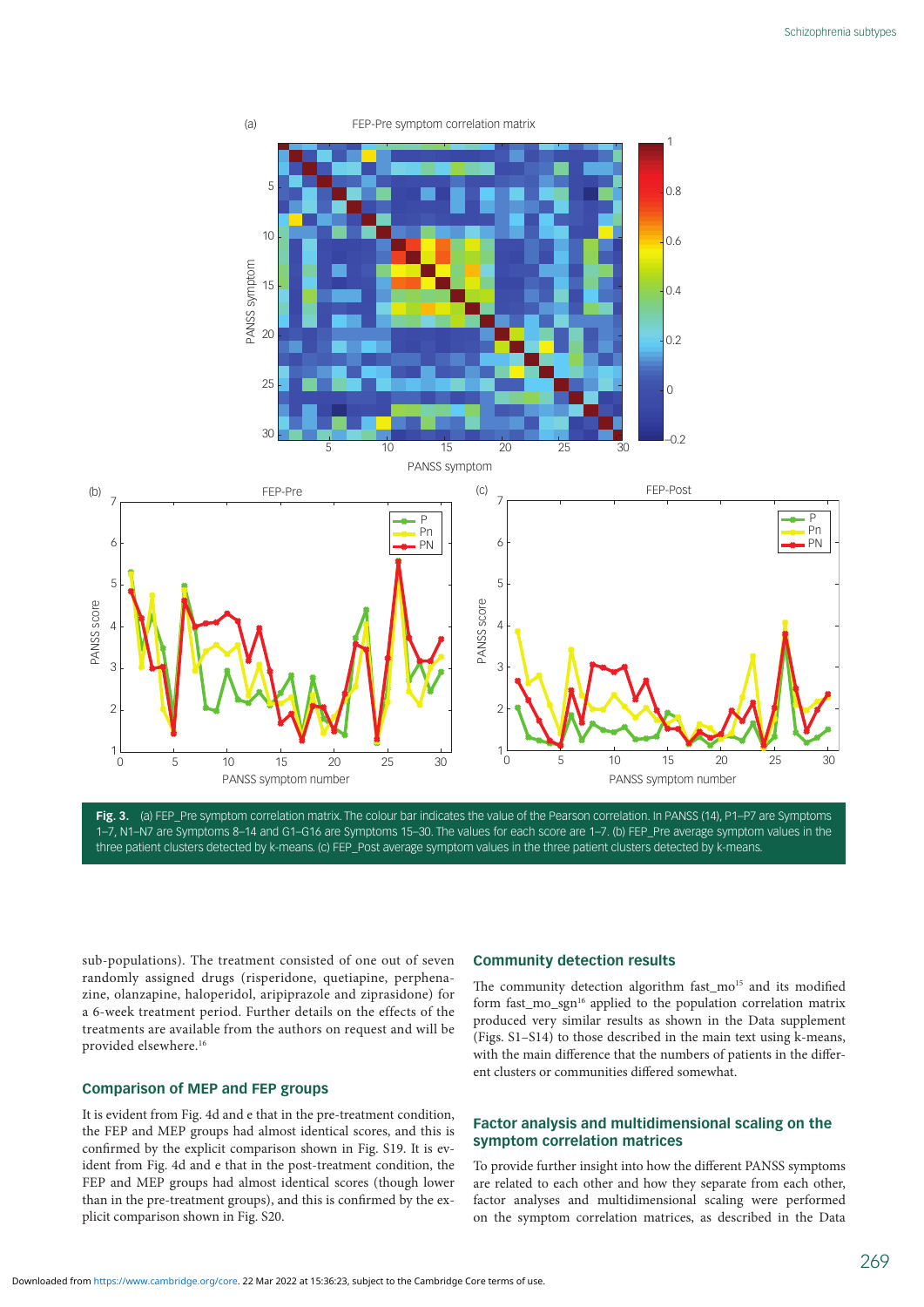Fig. 3. (a) FEP_Pre symptom correlation matrix. The colour bar indicates the value of the Pearson correlation. In PANSS (14), P1–P7 are Symptoms 1–7, N1–N7 are Symptoms 8–14 and G1–G16 are Symptoms 15–30. The values for each score are 1–7. (b) FEP_Pre average symptom values in the three patient clusters detected by k-means. (c) FEP_Post average symptom values in the three patient clusters detected by k-means.

sub-populations). The treatment consisted of one out of seven randomly assigned drugs (risperidone, quetiapine, perphenazine, olanzapine, haloperidol, aripiprazole and ziprasidone) for a 6-week treatment period. Further details on the effects of the treatments are available from the authors on request and will be provided elsewhere.[16]

## Comparison of MEP and FEP groups

It is evident from Fig. 4d and e that in the pre-treatment condition, the FEP and MEP groups had almost identical scores, and this is confirmed by the explicit comparison shown in Fig. S19. It is evident from Fig. 4d and e that in the post-treatment condition, the FEP and MEP groups had almost identical scores (though lower than in the pre-treatment groups), and this is confirmed by the explicit comparison shown in Fig. S20.

## Community detection results

The community detection algorithm fast_mo[15] and its modified form fast_mo_sgn[16] applied to the population correlation matrix produced very similar results as shown in the Data supplement (Figs. S1–S14) to those described in the main text using k-means, with the main difference that the numbers of patients in the different clusters or communities differed somewhat.

## Factor analysis and multidimensional scaling on the symptom correlation matrices

To provide further insight into how the different PANSS symptoms are related to each other and how they separate from each other, factor analyses and multidimensional scaling were performed on the symptom correlation matrices, as described in the Data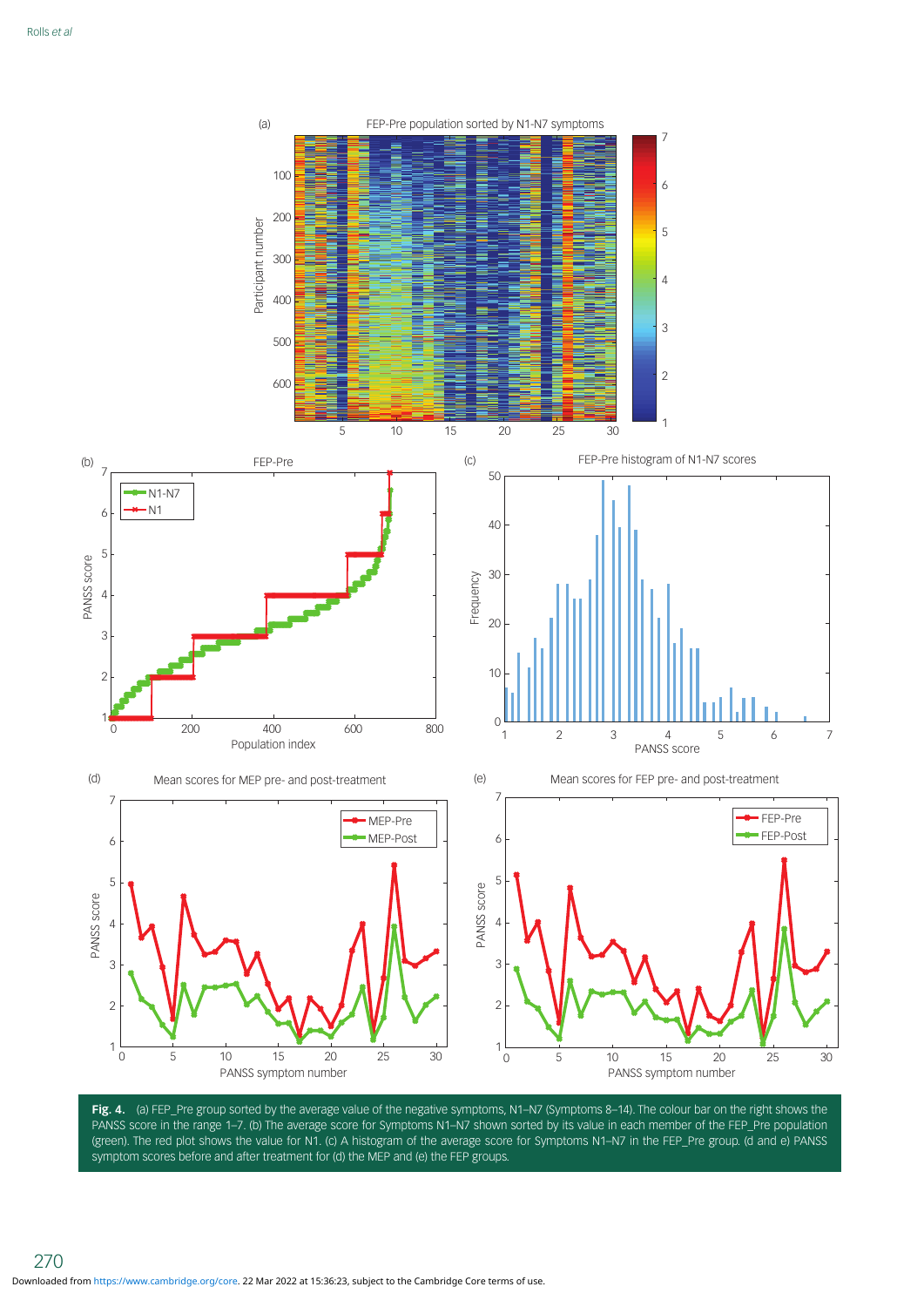Fig. 4. (a) FEP_Pre group sorted by the average value of the negative symptoms, N1–N7 (Symptoms 8–14). The colour bar on the right shows the PANSS score in the range 1–7. (b) The average score for Symptoms N1–N7 shown sorted by its value in each member of the FEP_Pre population (green). The red plot shows the value for N1. (c) A histogram of the average score for Symptoms N1–N7 in the FEP_Pre group. (d and e) PANSS symptom scores before and after treatment for (d) the MEP and (e) the FEP groups.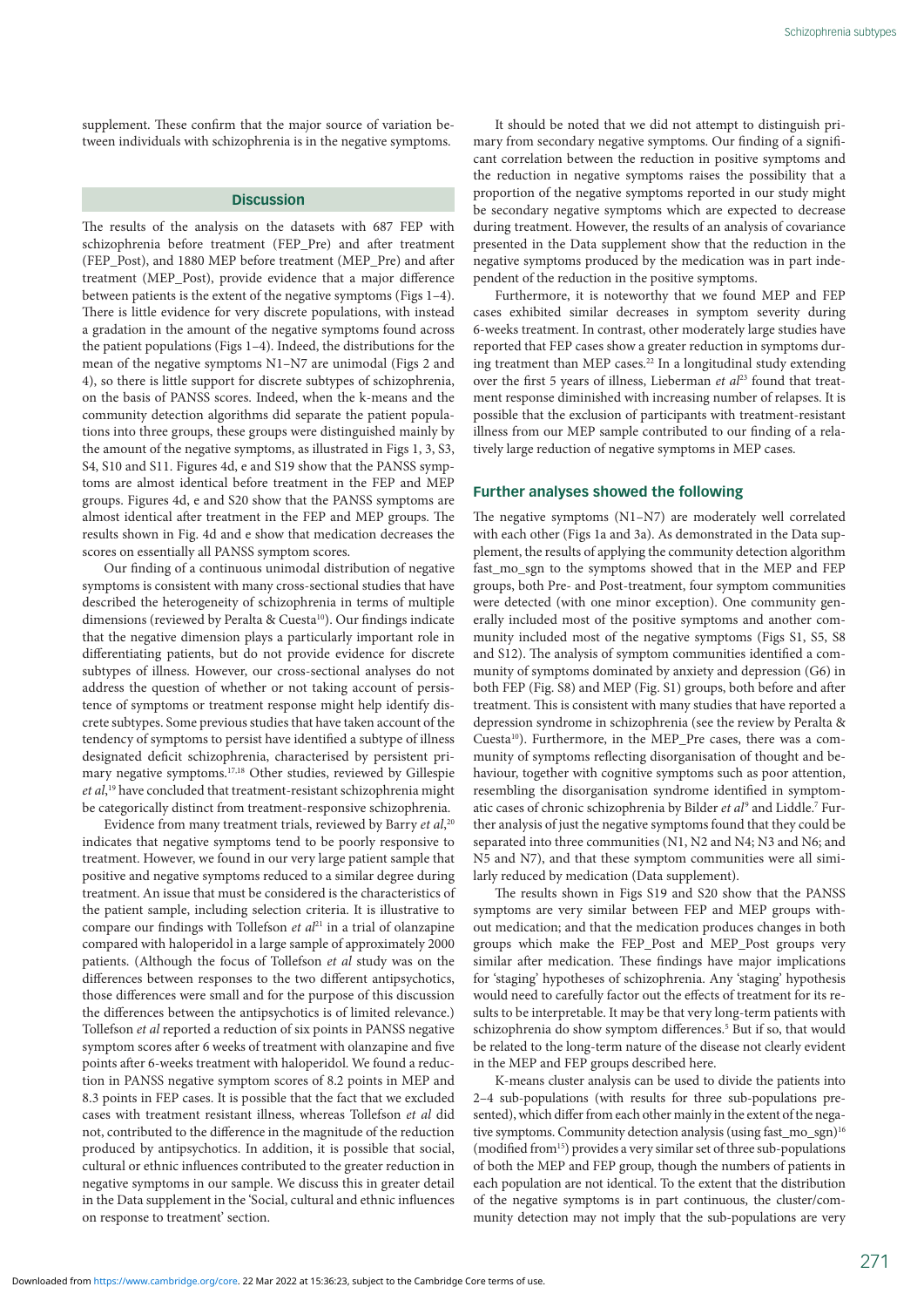supplement. These confirm that the major source of variation between individuals with schizophrenia is in the negative symptoms.

## Discussion

The results of the analysis on the datasets with 687 FEP with schizophrenia before treatment (FEP_Pre) and after treatment (FEP_Post), and 1880 MEP before treatment (MEP_Pre) and after treatment (MEP_Post), provide evidence that a major difference between patients is the extent of the negative symptoms (Figs 1–4). There is little evidence for very discrete populations, with instead a gradation in the amount of the negative symptoms found across the patient populations (Figs 1–4). Indeed, the distributions for the mean of the negative symptoms N1–N7 are unimodal (Figs 2 and 4), so there is little support for discrete subtypes of schizophrenia, on the basis of PANSS scores. Indeed, when the k-means and the community detection algorithms did separate the patient populations into three groups, these groups were distinguished mainly by the amount of the negative symptoms, as illustrated in Figs 1, 3, S3, S4, S10 and S11. Figures 4d, e and S19 show that the PANSS symptoms are almost identical before treatment in the FEP and MEP groups. Figures 4d, e and S20 show that the PANSS symptoms are almost identical after treatment in the FEP and MEP groups. The results shown in Fig. 4d and e show that medication decreases the scores on essentially all PANSS symptom scores.

Our finding of a continuous unimodal distribution of negative symptoms is consistent with many cross-sectional studies that have described the heterogeneity of schizophrenia in terms of multiple dimensions (reviewed by Peralta & Cuesta[10]). Our findings indicate that the negative dimension plays a particularly important role in differentiating patients, but do not provide evidence for discrete subtypes of illness. However, our cross-sectional analyses do not address the question of whether or not taking account of persistence of symptoms or treatment response might help identify discrete subtypes. Some previous studies that have taken account of the tendency of symptoms to persist have identified a subtype of illness designated deficit schizophrenia, characterised by persistent primary negative symptoms.[17,18] Other studies, reviewed by Gillespie *et al*,[19] have concluded that treatment-resistant schizophrenia might be categorically distinct from treatment-responsive schizophrenia.

Evidence from many treatment trials, reviewed by Barry *et al*,[20] indicates that negative symptoms tend to be poorly responsive to treatment. However, we found in our very large patient sample that positive and negative symptoms reduced to a similar degree during treatment. An issue that must be considered is the characteristics of the patient sample, including selection criteria. It is illustrative to compare our findings with Tollefson *et al*[21] in a trial of olanzapine compared with haloperidol in a large sample of approximately 2000 patients. (Although the focus of Tollefson *et al* study was on the differences between responses to the two different antipsychotics, those differences were small and for the purpose of this discussion the differences between the antipsychotics is of limited relevance.) Tollefson *et al* reported a reduction of six points in PANSS negative symptom scores after 6 weeks of treatment with olanzapine and five points after 6-weeks treatment with haloperidol. We found a reduction in PANSS negative symptom scores of 8.2 points in MEP and 8.3 points in FEP cases. It is possible that the fact that we excluded cases with treatment resistant illness, whereas Tollefson *et al* did not, contributed to the difference in the magnitude of the reduction produced by antipsychotics. In addition, it is possible that social, cultural or ethnic influences contributed to the greater reduction in negative symptoms in our sample. We discuss this in greater detail in the Data supplement in the 'Social, cultural and ethnic influences on response to treatment' section.

It should be noted that we did not attempt to distinguish primary from secondary negative symptoms. Our finding of a significant correlation between the reduction in positive symptoms and the reduction in negative symptoms raises the possibility that a proportion of the negative symptoms reported in our study might be secondary negative symptoms which are expected to decrease during treatment. However, the results of an analysis of covariance presented in the Data supplement show that the reduction in the negative symptoms produced by the medication was in part independent of the reduction in the positive symptoms.

Furthermore, it is noteworthy that we found MEP and FEP cases exhibited similar decreases in symptom severity during 6-weeks treatment. In contrast, other moderately large studies have reported that FEP cases show a greater reduction in symptoms during treatment than MEP cases.[22] In a longitudinal study extending over the first 5 years of illness, Lieberman *et al*[23] found that treatment response diminished with increasing number of relapses. It is possible that the exclusion of participants with treatment-resistant illness from our MEP sample contributed to our finding of a relatively large reduction of negative symptoms in MEP cases.

### Further analyses showed the following

The negative symptoms (N1–N7) are moderately well correlated with each other (Figs 1a and 3a). As demonstrated in the Data supplement, the results of applying the community detection algorithm fast_mo_sgn to the symptoms showed that in the MEP and FEP groups, both Pre- and Post-treatment, four symptom communities were detected (with one minor exception). One community generally included most of the positive symptoms and another community included most of the negative symptoms (Figs S1, S5, S8 and S12). The analysis of symptom communities identified a community of symptoms dominated by anxiety and depression (G6) in both FEP (Fig. S8) and MEP (Fig. S1) groups, both before and after treatment. This is consistent with many studies that have reported a depression syndrome in schizophrenia (see the review by Peralta & Cuesta[10]). Furthermore, in the MEP_Pre cases, there was a community of symptoms reflecting disorganisation of thought and behaviour, together with cognitive symptoms such as poor attention, resembling the disorganisation syndrome identified in symptomatic cases of chronic schizophrenia by Bilder *et al*[9] and Liddle.[7] Further analysis of just the negative symptoms found that they could be separated into three communities (N1, N2 and N4; N3 and N6; and N5 and N7), and that these symptom communities were all similarly reduced by medication (Data supplement).

The results shown in Figs S19 and S20 show that the PANSS symptoms are very similar between FEP and MEP groups without medication; and that the medication produces changes in both groups which make the FEP_Post and MEP_Post groups very similar after medication. These findings have major implications for 'staging' hypotheses of schizophrenia. Any 'staging' hypothesis would need to carefully factor out the effects of treatment for its results to be interpretable. It may be that very long-term patients with schizophrenia do show symptom differences.[5] But if so, that would be related to the long-term nature of the disease not clearly evident in the MEP and FEP groups described here.

K-means cluster analysis can be used to divide the patients into 2–4 sub-populations (with results for three sub-populations presented), which differ from each other mainly in the extent of the negative symptoms. Community detection analysis (using fast_mo_sgn)[16] (modified from[15]) provides a very similar set of three sub-populations of both the MEP and FEP group, though the numbers of patients in each population are not identical. To the extent that the distribution of the negative symptoms is in part continuous, the cluster/community detection may not imply that the sub-populations are very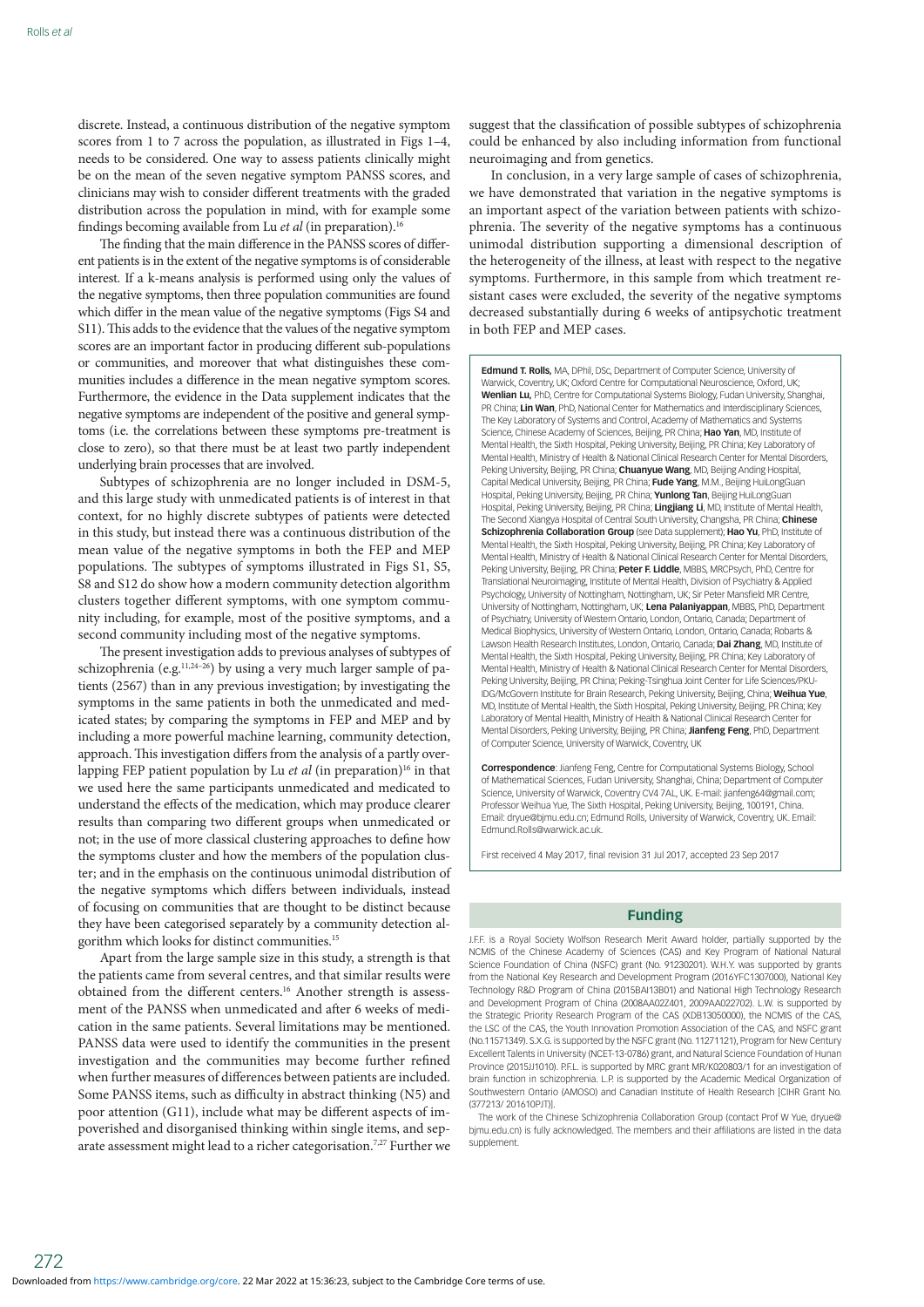discrete. Instead, a continuous distribution of the negative symptom scores from 1 to 7 across the population, as illustrated in Figs 1–4, needs to be considered. One way to assess patients clinically might be on the mean of the seven negative symptom PANSS scores, and clinicians may wish to consider different treatments with the graded distribution across the population in mind, with for example some findings becoming available from Lu *et al* (in preparation).[16]

The finding that the main difference in the PANSS scores of different patients is in the extent of the negative symptoms is of considerable interest. If a k-means analysis is performed using only the values of the negative symptoms, then three population communities are found which differ in the mean value of the negative symptoms (Figs S4 and S11). This adds to the evidence that the values of the negative symptom scores are an important factor in producing different sub-populations or communities, and moreover that what distinguishes these communities includes a difference in the mean negative symptom scores. Furthermore, the evidence in the Data supplement indicates that the negative symptoms are independent of the positive and general symptoms (i.e. the correlations between these symptoms pre-treatment is close to zero), so that there must be at least two partly independent underlying brain processes that are involved.

Subtypes of schizophrenia are no longer included in DSM-5, and this large study with unmedicated patients is of interest in that context, for no highly discrete subtypes of patients were detected in this study, but instead there was a continuous distribution of the mean value of the negative symptoms in both the FEP and MEP populations. The subtypes of symptoms illustrated in Figs S1, S5, S8 and S12 do show how a modern community detection algorithm clusters together different symptoms, with one symptom community including, for example, most of the positive symptoms, and a second community including most of the negative symptoms.

The present investigation adds to previous analyses of subtypes of schizophrenia (e.g.[11,24–26]) by using a very much larger sample of patients (2567) than in any previous investigation; by investigating the symptoms in the same patients in both the unmedicated and medicated states; by comparing the symptoms in FEP and MEP and by including a more powerful machine learning, community detection, approach. This investigation differs from the analysis of a partly overlapping FEP patient population by Lu *et al* (in preparation)[16] in that we used here the same participants unmedicated and medicated to understand the effects of the medication, which may produce clearer results than comparing two different groups when unmedicated or not; in the use of more classical clustering approaches to define how the symptoms cluster and how the members of the population cluster; and in the emphasis on the continuous unimodal distribution of the negative symptoms which differs between individuals, instead of focusing on communities that are thought to be distinct because they have been categorised separately by a community detection algorithm which looks for distinct communities.[15]

Apart from the large sample size in this study, a strength is that the patients came from several centres, and that similar results were obtained from the different centers.[16] Another strength is assessment of the PANSS when unmedicated and after 6 weeks of medication in the same patients. Several limitations may be mentioned. PANSS data were used to identify the communities in the present investigation and the communities may become further refined when further measures of differences between patients are included. Some PANSS items, such as difficulty in abstract thinking (N5) and poor attention (G11), include what may be different aspects of impoverished and disorganised thinking within single items, and separate assessment might lead to a richer categorisation.[7,27] Further we suggest that the classification of possible subtypes of schizophrenia could be enhanced by also including information from functional neuroimaging and from genetics.

In conclusion, in a very large sample of cases of schizophrenia, we have demonstrated that variation in the negative symptoms is an important aspect of the variation between patients with schizophrenia. The severity of the negative symptoms has a continuous unimodal distribution supporting a dimensional description of the heterogeneity of the illness, at least with respect to the negative symptoms. Furthermore, in this sample from which treatment resistant cases were excluded, the severity of the negative symptoms decreased substantially during 6 weeks of antipsychotic treatment in both FEP and MEP cases.

**Edmund T. Rolls**, MA, DPhil, DSc, Department of Computer Science, University of Warwick, Coventry, UK; Oxford Centre for Computational Neuroscience, Oxford, UK; **Wenlian Lu**, PhD, Centre for Computational Systems Biology, Fudan University, Shanghai, PR China; **Lin Wan**, PhD, National Center for Mathematics and Interdisciplinary Sciences, The Key Laboratory of Systems and Control, Academy of Mathematics and Systems Science, Chinese Academy of Sciences, Beijing, PR China; **Hao Yan**, MD, Institute of Mental Health, the Sixth Hospital, Peking University, Beijing, PR China; Key Laboratory of Mental Health, Ministry of Health & National Clinical Research Center for Mental Disorders, Peking University, Beijing, PR China; **Chuanyue Wang**, MD, Beijing Anding Hospital, Capital Medical University, Beijing, PR China; **Fude Yang**, M.M., Beijing HuiLongGuan Hospital, Peking University, Beijing, PR China; **Yunlong Tan**, Beijing HuiLongGuan Hospital, Peking University, Beijing, PR China; **Lingjiang Li**, MD, Institute of Mental Health, The Second Xiangya Hospital of Central South University, Changsha, PR China; **Chinese Schizophrenia Collaboration Group** (see Data supplement); **Hao Yu**, PhD, Institute of Mental Health, the Sixth Hospital, Peking University, Beijing, PR China; Key Laboratory of Mental Health, Ministry of Health & National Clinical Research Center for Mental Disorders, Peking University, Beijing, PR China; **Peter F. Liddle**, MBBS, MRCPsych, PhD, Centre for Translational Neuroimaging, Institute of Mental Health, Division of Psychiatry & Applied Psychology, University of Nottingham, Nottingham, UK; Sir Peter Mansfield MR Centre, University of Nottingham, Nottingham, UK; **Lena Palaniyappan**, MBBS, PhD, Department of Psychiatry, University of Western Ontario, London, Ontario, Canada; Department of Medical Biophysics, University of Western Ontario, London, Ontario, Canada; Robarts & Lawson Health Research Institutes, London, Ontario, Canada; **Dai Zhang**, MD, Institute of Mental Health, the Sixth Hospital, Peking University, Beijing, PR China; Key Laboratory of Mental Health, Ministry of Health & National Clinical Research Center for Mental Disorders, Peking University, Beijing, PR China; Peking-Tsinghua Joint Center for Life Sciences/PKU-IDG/McGovern Institute for Brain Research, Peking University, Beijing, China; **Weihua Yue**, MD, Institute of Mental Health, the Sixth Hospital, Peking University, Beijing, PR China; Key Laboratory of Mental Health, Ministry of Health & National Clinical Research Center for Mental Disorders, Peking University, Beijing, PR China; **Jianfeng Feng**, PhD, Department of Computer Science, University of Warwick, Coventry, UK

**Correspondence**: Jianfeng Feng, Centre for Computational Systems Biology, School of Mathematical Sciences, Fudan University, Shanghai, China; Department of Computer Science, University of Warwick, Coventry CV4 7AL, UK. E-mail: jianfeng64@gmail.com; Professor Weihua Yue, The Sixth Hospital, Peking University, Beijing, 100191, China. Email: dryue@bjmu.edu.cn; Edmund Rolls, University of Warwick, Coventry, UK. Email: Edmund.Rolls@warwick.ac.uk.

First received 4 May 2017, final revision 31 Jul 2017, accepted 23 Sep 2017

## Funding

J.F.F. is a Royal Society Wolfson Research Merit Award holder, partially supported by the NCMIS of the Chinese Academy of Sciences (CAS) and Key Program of National Natural Science Foundation of China (NSFC) grant (No. 91230201). W.H.Y. was supported by grants from the National Key Research and Development Program (2016YFC1307000), National Key Technology R&D Program of China (2015BAI13B01) and National High Technology Research and Development Program of China (2008AA02Z401, 2009AA022702). L.W. is supported by the Strategic Priority Research Program of the CAS (XDB13050000), the NCMIS of the CAS, the LSC of the CAS, the Youth Innovation Promotion Association of the CAS, and NSFC grant (No.11571349). S.X.G. is supported by the NSFC grant (No. 11271121), Program for New Century Excellent Talents in University (NCET-13-0786) grant, and Natural Science Foundation of Hunan Province (2015JJ1010). P.F.L. is supported by MRC grant MR/K020803/1 for an investigation of brain function in schizophrenia. L.P. is supported by the Academic Medical Organization of Southwestern Ontario (AMOSO) and Canadian Institute of Health Research [CIHR Grant No. (377213/ 201610PJT)].

The work of the Chinese Schizophrenia Collaboration Group (contact Prof W Yue, dryue@bjmu.edu.cn) is fully acknowledged. The members and their affiliations are listed in the data supplement.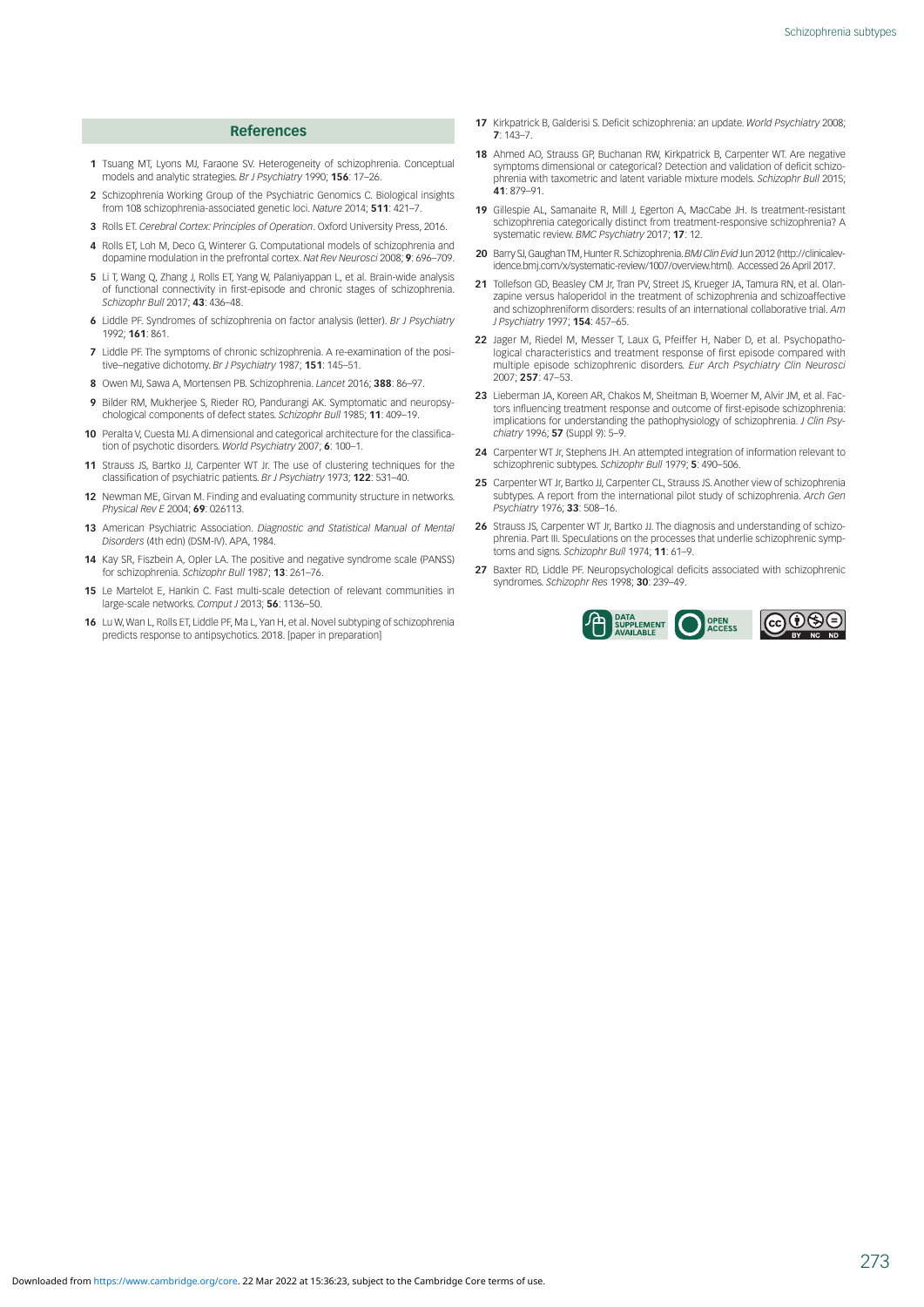## References

1 Tsuang MT, Lyons MJ, Faraone SV. Heterogeneity of schizophrenia. Conceptual models and analytic strategies. *Br J Psychiatry* 1990; **156**: 17–26.

2 Schizophrenia Working Group of the Psychiatric Genomics C. Biological insights from 108 schizophrenia-associated genetic loci. *Nature* 2014; **511**: 421–7.

3 Rolls ET. *Cerebral Cortex: Principles of Operation*. Oxford University Press, 2016.

4 Rolls ET, Loh M, Deco G, Winterer G. Computational models of schizophrenia and dopamine modulation in the prefrontal cortex. *Nat Rev Neurosci* 2008; **9**: 696–709.

5 Li T, Wang Q, Zhang J, Rolls ET, Yang W, Palaniyappan L, et al. Brain-wide analysis of functional connectivity in first-episode and chronic stages of schizophrenia. *Schizophr Bull* 2017; **43**: 436–48.

6 Liddle PF. Syndromes of schizophrenia on factor analysis (letter). *Br J Psychiatry* 1992; **161**: 861.

7 Liddle PF. The symptoms of chronic schizophrenia. A re-examination of the positive–negative dichotomy. *Br J Psychiatry* 1987; **151**: 145–51.

8 Owen MJ, Sawa A, Mortensen PB. Schizophrenia. *Lancet* 2016; **388**: 86–97.

9 Bilder RM, Mukherjee S, Rieder RO, Pandurangi AK. Symptomatic and neuropsychological components of defect states. *Schizophr Bull* 1985; **11**: 409–19.

10 Peralta V, Cuesta MJ. A dimensional and categorical architecture for the classification of psychotic disorders. *World Psychiatry* 2007; **6**: 100–1.

11 Strauss JS, Bartko JJ, Carpenter WT Jr. The use of clustering techniques for the classification of psychiatric patients. *Br J Psychiatry* 1973; **122**: 531–40.

12 Newman ME, Girvan M. Finding and evaluating community structure in networks. *Physical Rev E* 2004; **69**: 026113.

13 American Psychiatric Association. *Diagnostic and Statistical Manual of Mental Disorders* (4th edn) (DSM-IV). APA, 1984.

14 Kay SR, Fiszbein A, Opler LA. The positive and negative syndrome scale (PANSS) for schizophrenia. *Schizophr Bull* 1987; **13**: 261–76.

15 Le Martelot E, Hankin C. Fast multi-scale detection of relevant communities in large-scale networks. *Comput J* 2013; **56**: 1136–50.

16 Lu W, Wan L, Rolls ET, Liddle PF, Ma L, Yan H, et al. Novel subtyping of schizophrenia predicts response to antipsychotics. 2018. [paper in preparation]

17 Kirkpatrick B, Galderisi S. Deficit schizophrenia: an update. *World Psychiatry* 2008; **7**: 143–7.

18 Ahmed AO, Strauss GP, Buchanan RW, Kirkpatrick B, Carpenter WT. Are negative symptoms dimensional or categorical? Detection and validation of deficit schizophrenia with taxometric and latent variable mixture models. *Schizophr Bull* 2015; **41**: 879–91.

19 Gillespie AL, Samanaite R, Mill J, Egerton A, MacCabe JH. Is treatment-resistant schizophrenia categorically distinct from treatment-responsive schizophrenia? A systematic review. *BMC Psychiatry* 2017; **17**: 12.

20 Barry SJ, Gaughan TM, Hunter R. Schizophrenia. *BMJ Clin Evid* Jun 2012 (http://clinicalevidence.bmj.com/x/systematic-review/1007/overview.html). Accessed 26 April 2017.

21 Tollefson GD, Beasley CM Jr, Tran PV, Street JS, Krueger JA, Tamura RN, et al. Olanzapine versus haloperidol in the treatment of schizophrenia and schizoaffective and schizophreniform disorders: results of an international collaborative trial. *Am J Psychiatry* 1997; **154**: 457–65.

22 Jager M, Riedel M, Messer T, Laux G, Pfeiffer H, Naber D, et al. Psychopathological characteristics and treatment response of first episode compared with multiple episode schizophrenic disorders. *Eur Arch Psychiatry Clin Neurosci* 2007; **257**: 47–53.

23 Lieberman JA, Koreen AR, Chakos M, Sheitman B, Woerner M, Alvir JM, et al. Factors influencing treatment response and outcome of first-episode schizophrenia: implications for understanding the pathophysiology of schizophrenia. *J Clin Psychiatry* 1996; **57** (Suppl 9): 5–9.

24 Carpenter WT Jr, Stephens JH. An attempted integration of information relevant to schizophrenic subtypes. *Schizophr Bull* 1979; **5**: 490–506.

25 Carpenter WT Jr, Bartko JJ, Carpenter CL, Strauss JS. Another view of schizophrenia subtypes. A report from the international pilot study of schizophrenia. *Arch Gen Psychiatry* 1976; **33**: 508–16.

26 Strauss JS, Carpenter WT Jr, Bartko JJ. The diagnosis and understanding of schizophrenia. Part III. Speculations on the processes that underlie schizophrenic symptoms and signs. *Schizophr Bull* 1974; **11**: 61–9.

27 Baxter RD, Liddle PF. Neuropsychological deficits associated with schizophrenic syndromes. *Schizophr Res* 1998; **30**: 239–49.